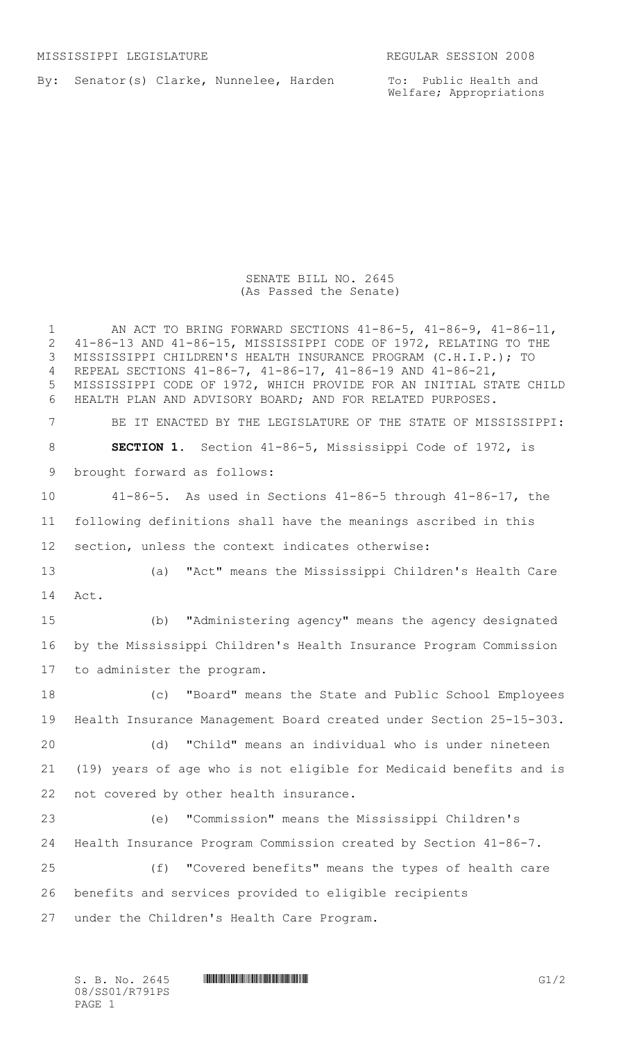MISSISSIPPI LEGISLATURE REGULAR SESSION 2008

By: Senator(s) Clarke, Nunnelee, Harden

To: Public Health and Welfare; Appropriations

SENATE BILL NO. 2645
(As Passed the Senate)

AN ACT TO BRING FORWARD SECTIONS 41-86-5, 41-86-9, 41-86-11, 41-86-13 AND 41-86-15, MISSISSIPPI CODE OF 1972, RELATING TO THE MISSISSIPPI CHILDREN'S HEALTH INSURANCE PROGRAM (C.H.I.P.); TO REPEAL SECTIONS 41-86-7, 41-86-17, 41-86-19 AND 41-86-21, MISSISSIPPI CODE OF 1972, WHICH PROVIDE FOR AN INITIAL STATE CHILD HEALTH PLAN AND ADVISORY BOARD; AND FOR RELATED PURPOSES.

BE IT ENACTED BY THE LEGISLATURE OF THE STATE OF MISSISSIPPI:

**SECTION 1.** Section 41-86-5, Mississippi Code of 1972, is brought forward as follows:

41-86-5. As used in Sections 41-86-5 through 41-86-17, the following definitions shall have the meanings ascribed in this section, unless the context indicates otherwise:

(a) "Act" means the Mississippi Children's Health Care Act.

(b) "Administering agency" means the agency designated by the Mississippi Children's Health Insurance Program Commission to administer the program.

(c) "Board" means the State and Public School Employees Health Insurance Management Board created under Section 25-15-303.

(d) "Child" means an individual who is under nineteen (19) years of age who is not eligible for Medicaid benefits and is not covered by other health insurance.

(e) "Commission" means the Mississippi Children's Health Insurance Program Commission created by Section 41-86-7.

(f) "Covered benefits" means the types of health care benefits and services provided to eligible recipients under the Children's Health Care Program.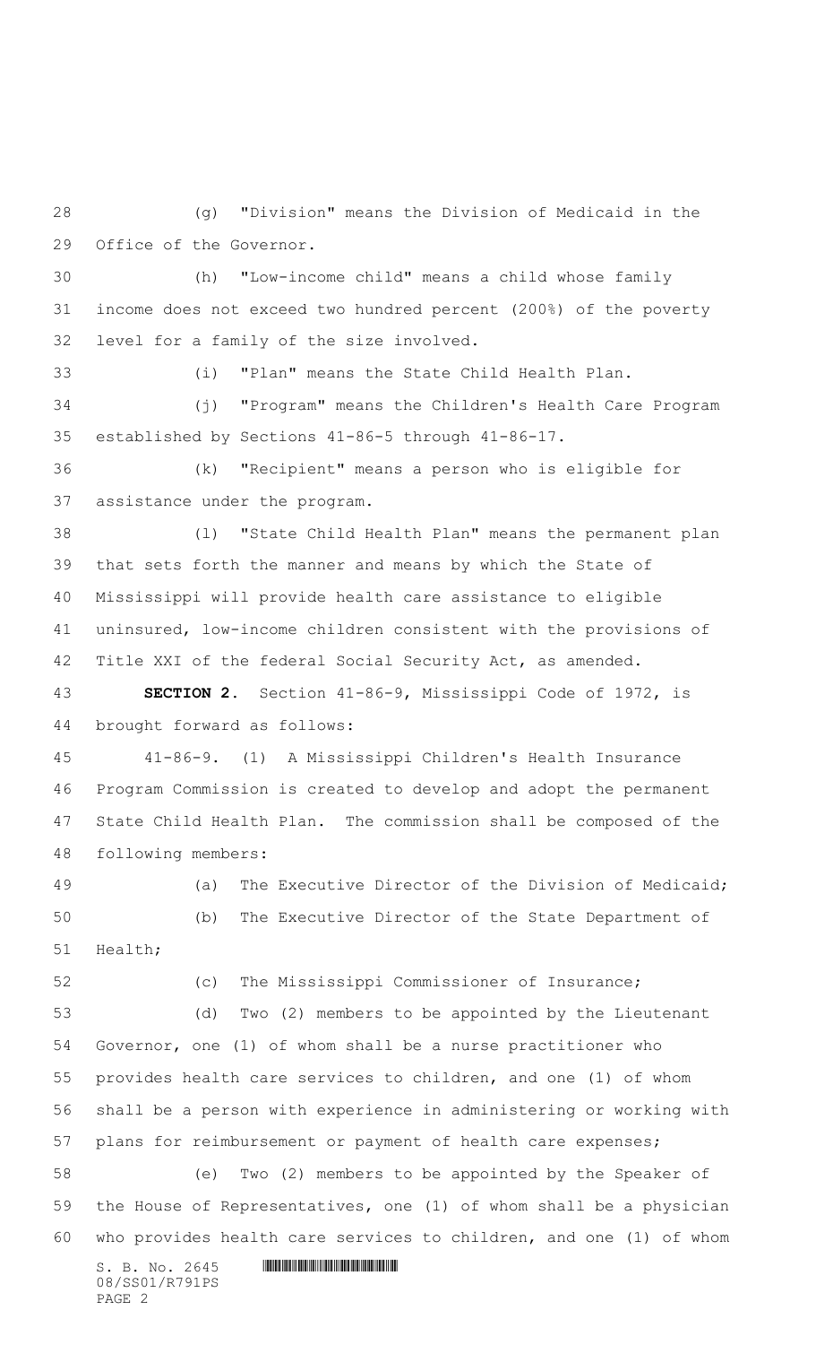(g) "Division" means the Division of Medicaid in the Office of the Governor.

(h) "Low-income child" means a child whose family income does not exceed two hundred percent (200%) of the poverty level for a family of the size involved.

(i) "Plan" means the State Child Health Plan.

(j) "Program" means the Children's Health Care Program established by Sections 41-86-5 through 41-86-17.

(k) "Recipient" means a person who is eligible for assistance under the program.

(l) "State Child Health Plan" means the permanent plan that sets forth the manner and means by which the State of Mississippi will provide health care assistance to eligible uninsured, low-income children consistent with the provisions of Title XXI of the federal Social Security Act, as amended.

**SECTION 2.** Section 41-86-9, Mississippi Code of 1972, is brought forward as follows:

41-86-9. (1) A Mississippi Children's Health Insurance Program Commission is created to develop and adopt the permanent State Child Health Plan. The commission shall be composed of the following members:

(a) The Executive Director of the Division of Medicaid;

(b) The Executive Director of the State Department of Health;

(c) The Mississippi Commissioner of Insurance;

(d) Two (2) members to be appointed by the Lieutenant Governor, one (1) of whom shall be a nurse practitioner who provides health care services to children, and one (1) of whom shall be a person with experience in administering or working with plans for reimbursement or payment of health care expenses;

(e) Two (2) members to be appointed by the Speaker of the House of Representatives, one (1) of whom shall be a physician who provides health care services to children, and one (1) of whom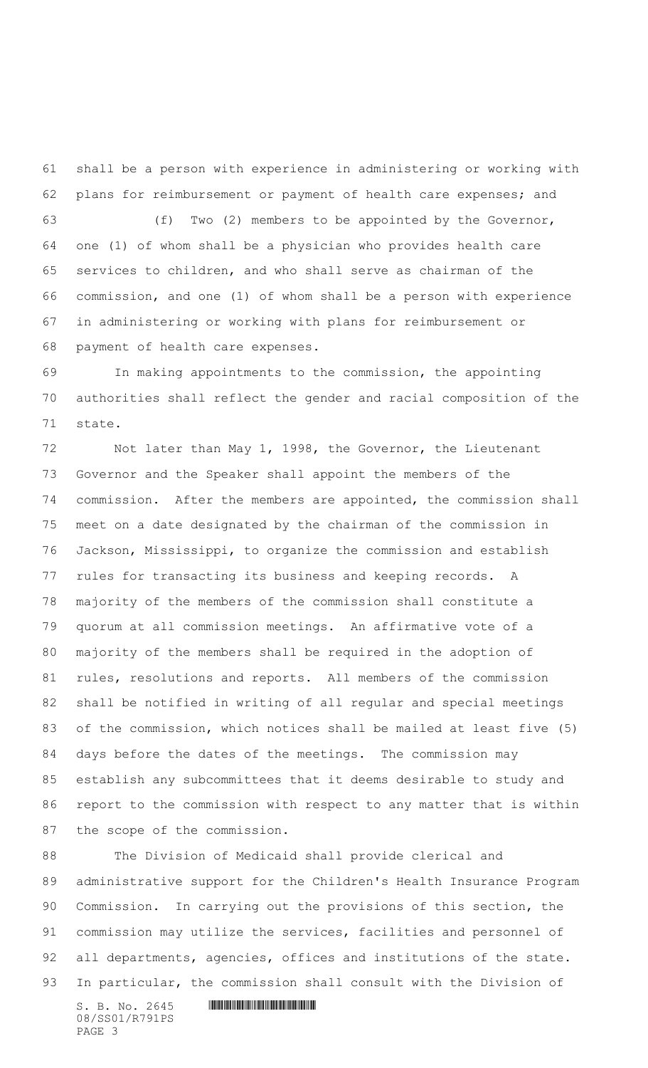shall be a person with experience in administering or working with plans for reimbursement or payment of health care expenses; and

(f) Two (2) members to be appointed by the Governor, one (1) of whom shall be a physician who provides health care services to children, and who shall serve as chairman of the commission, and one (1) of whom shall be a person with experience in administering or working with plans for reimbursement or payment of health care expenses.

In making appointments to the commission, the appointing authorities shall reflect the gender and racial composition of the state.

Not later than May 1, 1998, the Governor, the Lieutenant Governor and the Speaker shall appoint the members of the commission. After the members are appointed, the commission shall meet on a date designated by the chairman of the commission in Jackson, Mississippi, to organize the commission and establish rules for transacting its business and keeping records. A majority of the members of the commission shall constitute a quorum at all commission meetings. An affirmative vote of a majority of the members shall be required in the adoption of rules, resolutions and reports. All members of the commission shall be notified in writing of all regular and special meetings of the commission, which notices shall be mailed at least five (5) days before the dates of the meetings. The commission may establish any subcommittees that it deems desirable to study and report to the commission with respect to any matter that is within the scope of the commission.

The Division of Medicaid shall provide clerical and administrative support for the Children's Health Insurance Program Commission. In carrying out the provisions of this section, the commission may utilize the services, facilities and personnel of all departments, agencies, offices and institutions of the state. In particular, the commission shall consult with the Division of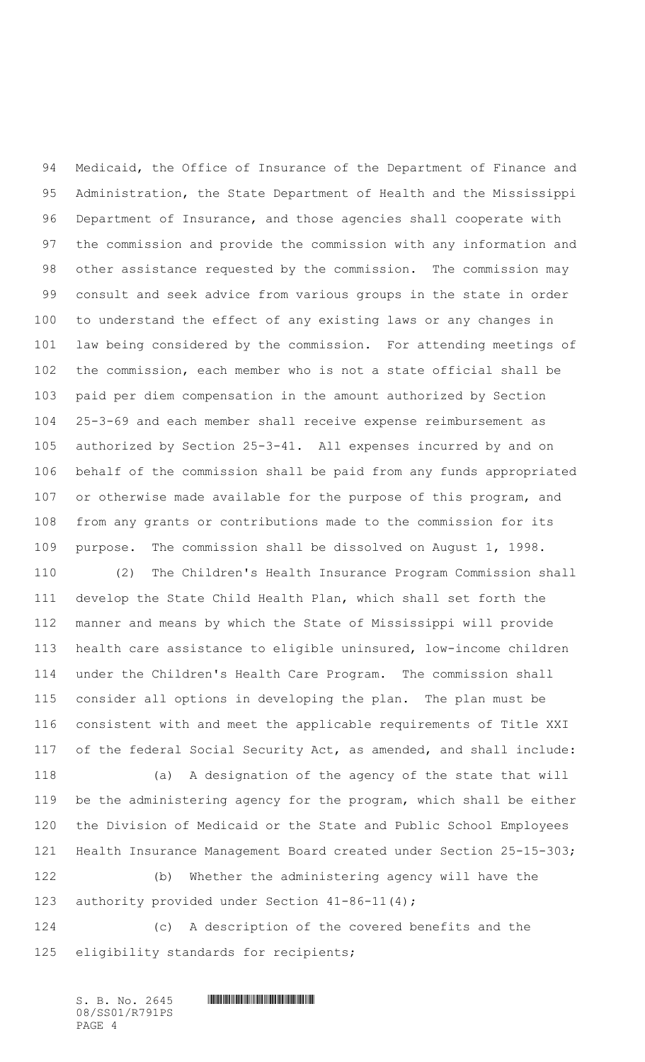Medicaid, the Office of Insurance of the Department of Finance and Administration, the State Department of Health and the Mississippi Department of Insurance, and those agencies shall cooperate with the commission and provide the commission with any information and other assistance requested by the commission. The commission may consult and seek advice from various groups in the state in order to understand the effect of any existing laws or any changes in law being considered by the commission. For attending meetings of the commission, each member who is not a state official shall be paid per diem compensation in the amount authorized by Section 25-3-69 and each member shall receive expense reimbursement as authorized by Section 25-3-41. All expenses incurred by and on behalf of the commission shall be paid from any funds appropriated or otherwise made available for the purpose of this program, and from any grants or contributions made to the commission for its purpose. The commission shall be dissolved on August 1, 1998.

(2) The Children's Health Insurance Program Commission shall develop the State Child Health Plan, which shall set forth the manner and means by which the State of Mississippi will provide health care assistance to eligible uninsured, low-income children under the Children's Health Care Program. The commission shall consider all options in developing the plan. The plan must be consistent with and meet the applicable requirements of Title XXI of the federal Social Security Act, as amended, and shall include:

(a) A designation of the agency of the state that will be the administering agency for the program, which shall be either the Division of Medicaid or the State and Public School Employees Health Insurance Management Board created under Section 25-15-303;

(b) Whether the administering agency will have the authority provided under Section 41-86-11(4);

(c) A description of the covered benefits and the eligibility standards for recipients;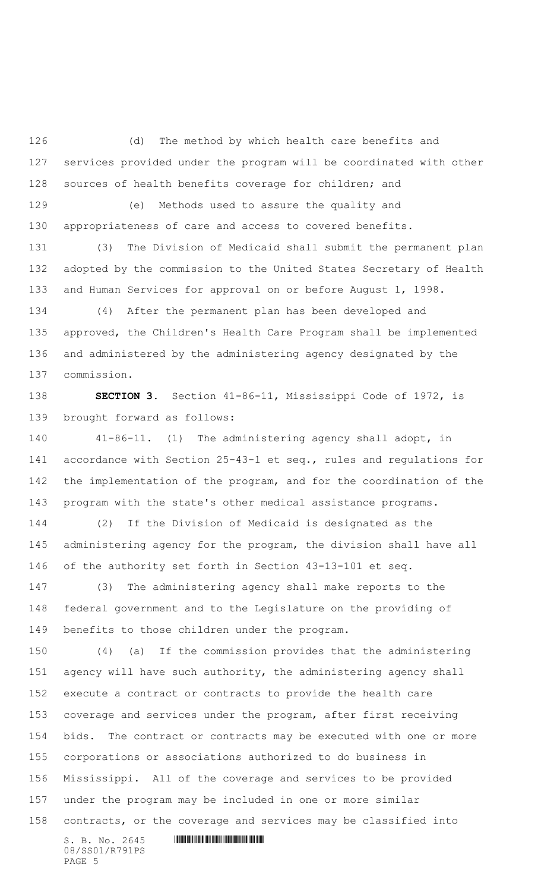(d) The method by which health care benefits and services provided under the program will be coordinated with other sources of health benefits coverage for children; and

(e) Methods used to assure the quality and appropriateness of care and access to covered benefits.

(3) The Division of Medicaid shall submit the permanent plan adopted by the commission to the United States Secretary of Health and Human Services for approval on or before August 1, 1998.

(4) After the permanent plan has been developed and approved, the Children's Health Care Program shall be implemented and administered by the administering agency designated by the commission.

**SECTION 3.** Section 41-86-11, Mississippi Code of 1972, is brought forward as follows:

41-86-11. (1) The administering agency shall adopt, in accordance with Section 25-43-1 et seq., rules and regulations for the implementation of the program, and for the coordination of the program with the state's other medical assistance programs.

(2) If the Division of Medicaid is designated as the administering agency for the program, the division shall have all of the authority set forth in Section 43-13-101 et seq.

(3) The administering agency shall make reports to the federal government and to the Legislature on the providing of benefits to those children under the program.

(4) (a) If the commission provides that the administering agency will have such authority, the administering agency shall execute a contract or contracts to provide the health care coverage and services under the program, after first receiving bids. The contract or contracts may be executed with one or more corporations or associations authorized to do business in Mississippi. All of the coverage and services to be provided under the program may be included in one or more similar contracts, or the coverage and services may be classified into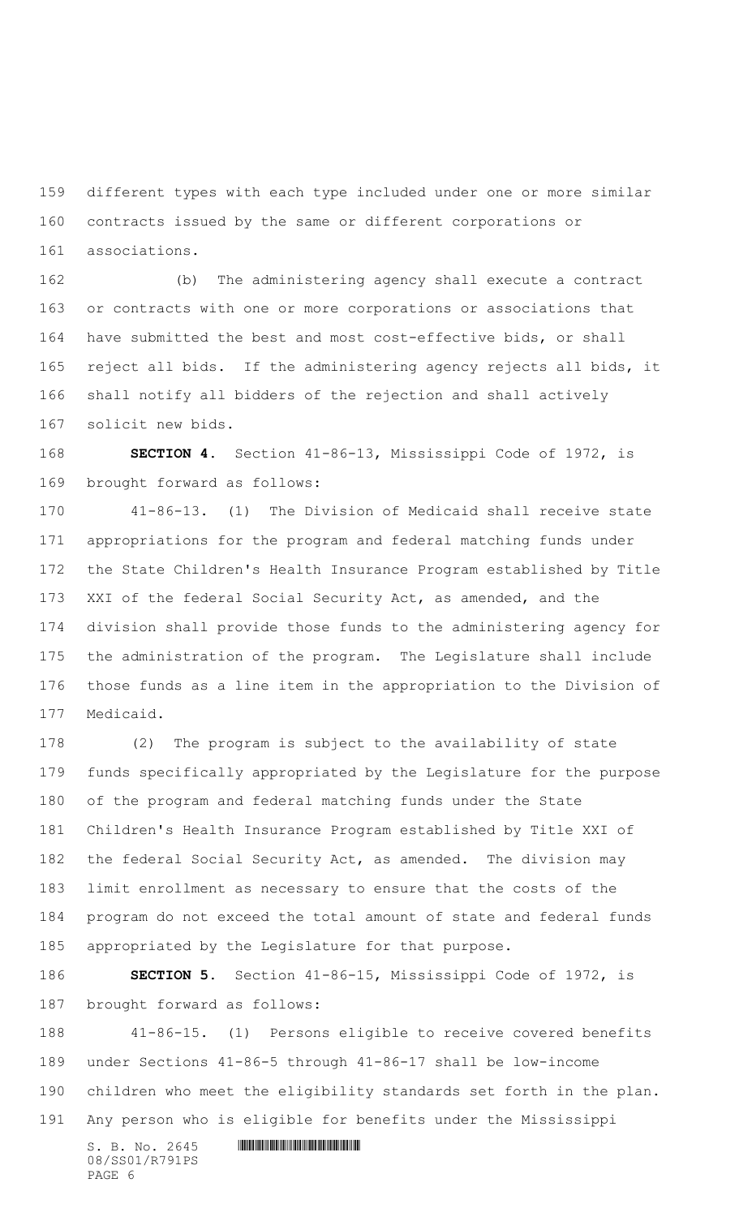different types with each type included under one or more similar contracts issued by the same or different corporations or associations.

(b) The administering agency shall execute a contract or contracts with one or more corporations or associations that have submitted the best and most cost-effective bids, or shall reject all bids. If the administering agency rejects all bids, it shall notify all bidders of the rejection and shall actively solicit new bids.

**SECTION 4.** Section 41-86-13, Mississippi Code of 1972, is brought forward as follows:

41-86-13. (1) The Division of Medicaid shall receive state appropriations for the program and federal matching funds under the State Children's Health Insurance Program established by Title XXI of the federal Social Security Act, as amended, and the division shall provide those funds to the administering agency for the administration of the program. The Legislature shall include those funds as a line item in the appropriation to the Division of Medicaid.

(2) The program is subject to the availability of state funds specifically appropriated by the Legislature for the purpose of the program and federal matching funds under the State Children's Health Insurance Program established by Title XXI of the federal Social Security Act, as amended. The division may limit enrollment as necessary to ensure that the costs of the program do not exceed the total amount of state and federal funds appropriated by the Legislature for that purpose.

**SECTION 5.** Section 41-86-15, Mississippi Code of 1972, is brought forward as follows:

41-86-15. (1) Persons eligible to receive covered benefits under Sections 41-86-5 through 41-86-17 shall be low-income children who meet the eligibility standards set forth in the plan. Any person who is eligible for benefits under the Mississippi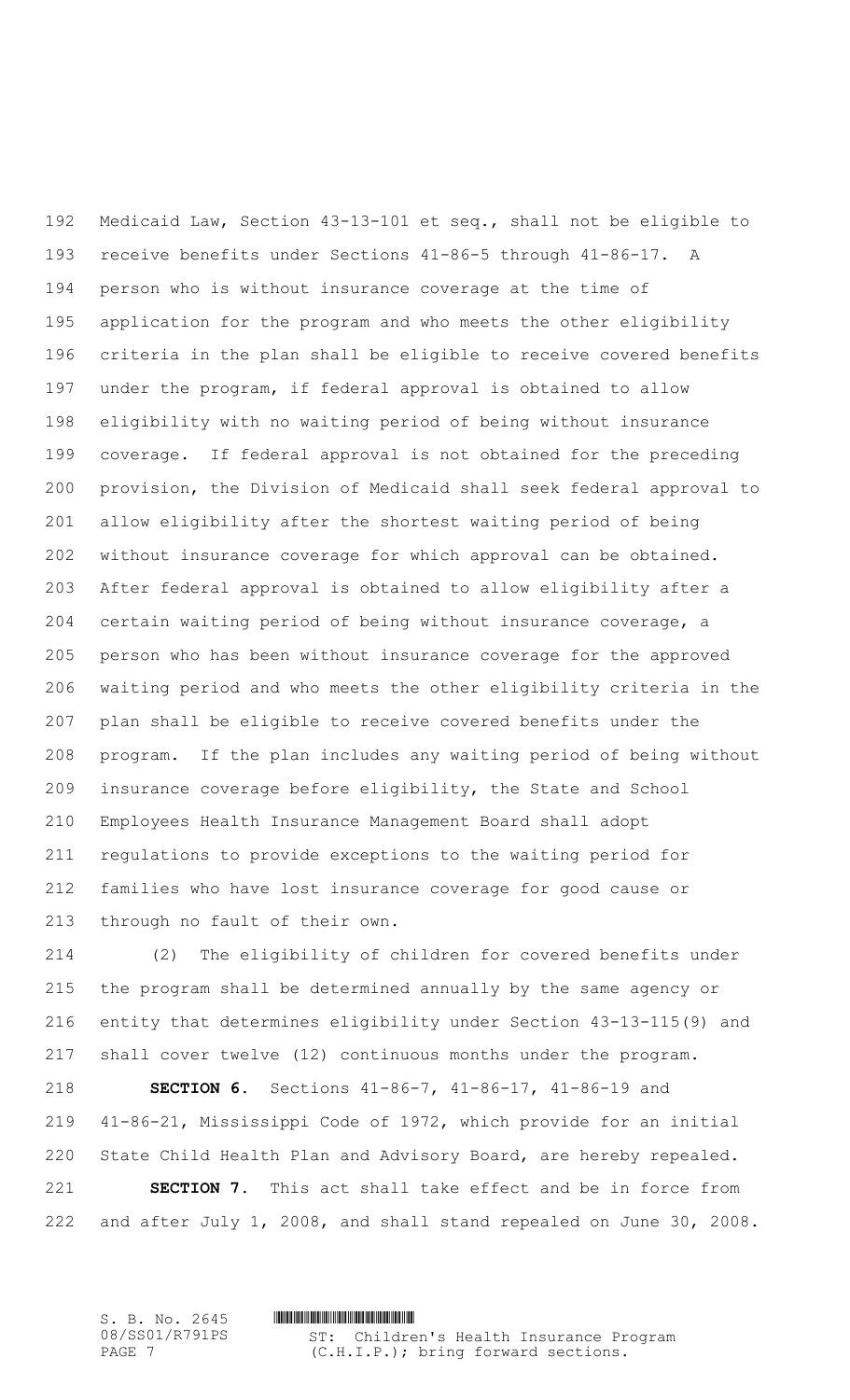Medicaid Law, Section 43-13-101 et seq., shall not be eligible to receive benefits under Sections 41-86-5 through 41-86-17. A person who is without insurance coverage at the time of application for the program and who meets the other eligibility criteria in the plan shall be eligible to receive covered benefits under the program, if federal approval is obtained to allow eligibility with no waiting period of being without insurance coverage. If federal approval is not obtained for the preceding provision, the Division of Medicaid shall seek federal approval to allow eligibility after the shortest waiting period of being without insurance coverage for which approval can be obtained. After federal approval is obtained to allow eligibility after a certain waiting period of being without insurance coverage, a person who has been without insurance coverage for the approved waiting period and who meets the other eligibility criteria in the plan shall be eligible to receive covered benefits under the program. If the plan includes any waiting period of being without insurance coverage before eligibility, the State and School Employees Health Insurance Management Board shall adopt regulations to provide exceptions to the waiting period for families who have lost insurance coverage for good cause or through no fault of their own.

(2) The eligibility of children for covered benefits under the program shall be determined annually by the same agency or entity that determines eligibility under Section 43-13-115(9) and shall cover twelve (12) continuous months under the program.

**SECTION 6.** Sections 41-86-7, 41-86-17, 41-86-19 and 41-86-21, Mississippi Code of 1972, which provide for an initial State Child Health Plan and Advisory Board, are hereby repealed.

**SECTION 7.** This act shall take effect and be in force from and after July 1, 2008, and shall stand repealed on June 30, 2008.